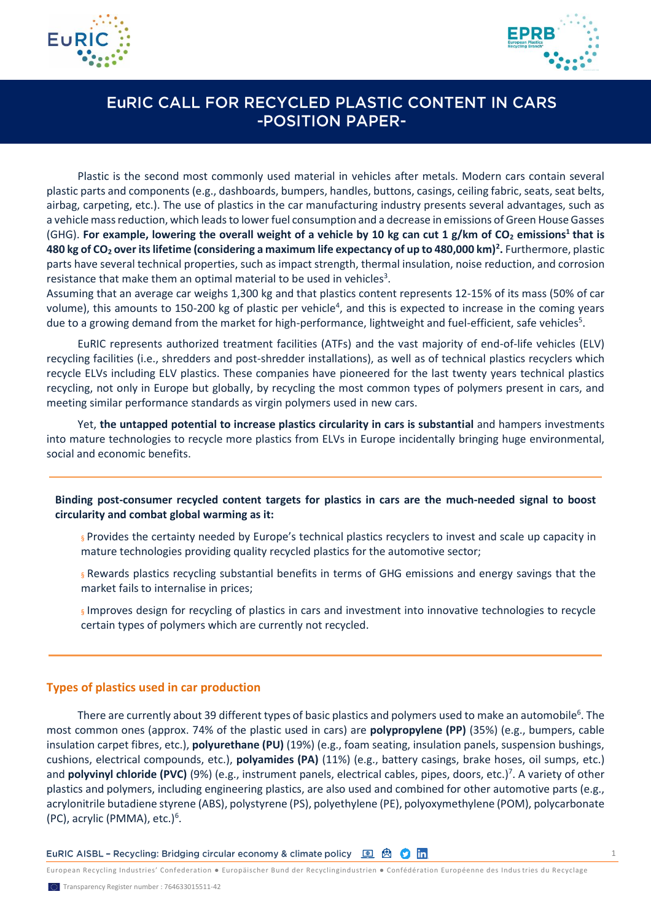# EuRIC CALL FOR RECYCLED PLASTIC CONTENT IN CARS -POSITION PAPER-

Plastic is the second most commonly used material in vehicles after metals. Modern cars contain several plastic parts and components (e.g., dashboards, bumpers, handles, buttons, casings, ceiling fabric, seats, seat belts, airbag, carpeting, etc.). The use of plastics in the car manufacturing industry presents several advantages, such as a vehicle mass reduction, which leads to lower fuel consumption and a decrease in emissions of Green House Gasses (GHG). **For example, lowering the overall weight of a vehicle by 10 kg can cut 1 g/km of $CO_2$ emissions[1] that is 480 kg of $CO_2$ over its lifetime (considering a maximum life expectancy of up to 480,000 km)[2].** Furthermore, plastic parts have several technical properties, such as impact strength, thermal insulation, noise reduction, and corrosion resistance that make them an optimal material to be used in vehicles[3].

Assuming that an average car weighs 1,300 kg and that plastics content represents 12-15% of its mass (50% of car volume), this amounts to 150-200 kg of plastic per vehicle[4], and this is expected to increase in the coming years due to a growing demand from the market for high-performance, lightweight and fuel-efficient, safe vehicles[5].

EuRIC represents authorized treatment facilities (ATFs) and the vast majority of end-of-life vehicles (ELV) recycling facilities (i.e., shredders and post-shredder installations), as well as of technical plastics recyclers which recycle ELVs including ELV plastics. These companies have pioneered for the last twenty years technical plastics recycling, not only in Europe but globally, by recycling the most common types of polymers present in cars, and meeting similar performance standards as virgin polymers used in new cars.

Yet, **the untapped potential to increase plastics circularity in cars is substantial** and hampers investments into mature technologies to recycle more plastics from ELVs in Europe incidentally bringing huge environmental, social and economic benefits.

---

**Binding post-consumer recycled content targets for plastics in cars are the much-needed signal to boost circularity and combat global warming as it:**

- Provides the certainty needed by Europe's technical plastics recyclers to invest and scale up capacity in mature technologies providing quality recycled plastics for the automotive sector;
- Rewards plastics recycling substantial benefits in terms of GHG emissions and energy savings that the market fails to internalise in prices;
- Improves design for recycling of plastics in cars and investment into innovative technologies to recycle certain types of polymers which are currently not recycled.

---

## Types of plastics used in car production

There are currently about 39 different types of basic plastics and polymers used to make an automobile[6]. The most common ones (approx. 74% of the plastic used in cars) are **polypropylene (PP)** (35%) (e.g., bumpers, cable insulation carpet fibres, etc.), **polyurethane (PU)** (19%) (e.g., foam seating, insulation panels, suspension bushings, cushions, electrical compounds, etc.), **polyamides (PA)** (11%) (e.g., battery casings, brake hoses, oil sumps, etc.) and **polyvinyl chloride (PVC)** (9%) (e.g., instrument panels, electrical cables, pipes, doors, etc.)[7]. A variety of other plastics and polymers, including engineering plastics, are also used and combined for other automotive parts (e.g., acrylonitrile butadiene styrene (ABS), polystyrene (PS), polyethylene (PE), polyoxymethylene (POM), polycarbonate (PC), acrylic (PMMA), etc.)[6].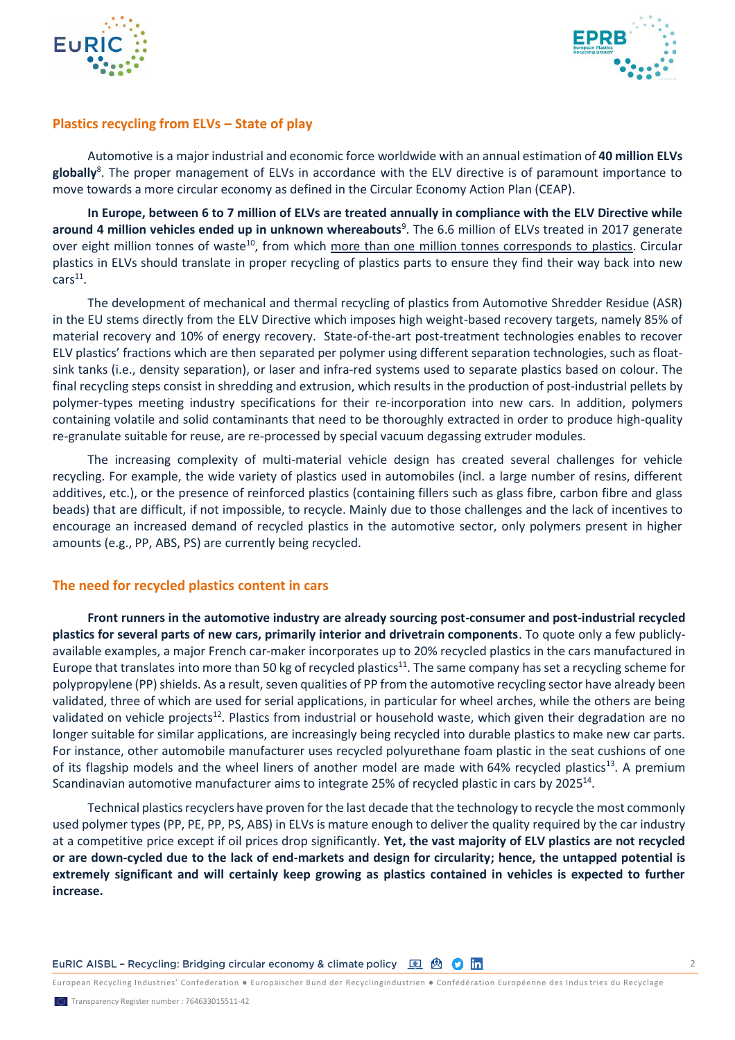## Plastics recycling from ELVs – State of play

Automotive is a major industrial and economic force worldwide with an annual estimation of **40 million ELVs globally**[8]. The proper management of ELVs in accordance with the ELV directive is of paramount importance to move towards a more circular economy as defined in the Circular Economy Action Plan (CEAP).

**In Europe, between 6 to 7 million of ELVs are treated annually in compliance with the ELV Directive while around 4 million vehicles ended up in unknown whereabouts**[9]. The 6.6 million of ELVs treated in 2017 generate over eight million tonnes of waste[10], from which more than one million tonnes corresponds to plastics. Circular plastics in ELVs should translate in proper recycling of plastics parts to ensure they find their way back into new cars[11].

The development of mechanical and thermal recycling of plastics from Automotive Shredder Residue (ASR) in the EU stems directly from the ELV Directive which imposes high weight-based recovery targets, namely 85% of material recovery and 10% of energy recovery. State-of-the-art post-treatment technologies enables to recover ELV plastics' fractions which are then separated per polymer using different separation technologies, such as float-sink tanks (i.e., density separation), or laser and infra-red systems used to separate plastics based on colour. The final recycling steps consist in shredding and extrusion, which results in the production of post-industrial pellets by polymer-types meeting industry specifications for their re-incorporation into new cars. In addition, polymers containing volatile and solid contaminants that need to be thoroughly extracted in order to produce high-quality re-granulate suitable for reuse, are re-processed by special vacuum degassing extruder modules.

The increasing complexity of multi-material vehicle design has created several challenges for vehicle recycling. For example, the wide variety of plastics used in automobiles (incl. a large number of resins, different additives, etc.), or the presence of reinforced plastics (containing fillers such as glass fibre, carbon fibre and glass beads) that are difficult, if not impossible, to recycle. Mainly due to those challenges and the lack of incentives to encourage an increased demand of recycled plastics in the automotive sector, only polymers present in higher amounts (e.g., PP, ABS, PS) are currently being recycled.

## The need for recycled plastics content in cars

**Front runners in the automotive industry are already sourcing post-consumer and post-industrial recycled plastics for several parts of new cars, primarily interior and drivetrain components**. To quote only a few publicly-available examples, a major French car-maker incorporates up to 20% recycled plastics in the cars manufactured in Europe that translates into more than 50 kg of recycled plastics[11]. The same company has set a recycling scheme for polypropylene (PP) shields. As a result, seven qualities of PP from the automotive recycling sector have already been validated, three of which are used for serial applications, in particular for wheel arches, while the others are being validated on vehicle projects[12]. Plastics from industrial or household waste, which given their degradation are no longer suitable for similar applications, are increasingly being recycled into durable plastics to make new car parts. For instance, other automobile manufacturer uses recycled polyurethane foam plastic in the seat cushions of one of its flagship models and the wheel liners of another model are made with 64% recycled plastics[13]. A premium Scandinavian automotive manufacturer aims to integrate 25% of recycled plastic in cars by 2025[14].

Technical plastics recyclers have proven for the last decade that the technology to recycle the most commonly used polymer types (PP, PE, PP, PS, ABS) in ELVs is mature enough to deliver the quality required by the car industry at a competitive price except if oil prices drop significantly. **Yet, the vast majority of ELV plastics are not recycled or are down-cycled due to the lack of end-markets and design for circularity; hence, the untapped potential is extremely significant and will certainly keep growing as plastics contained in vehicles is expected to further increase.**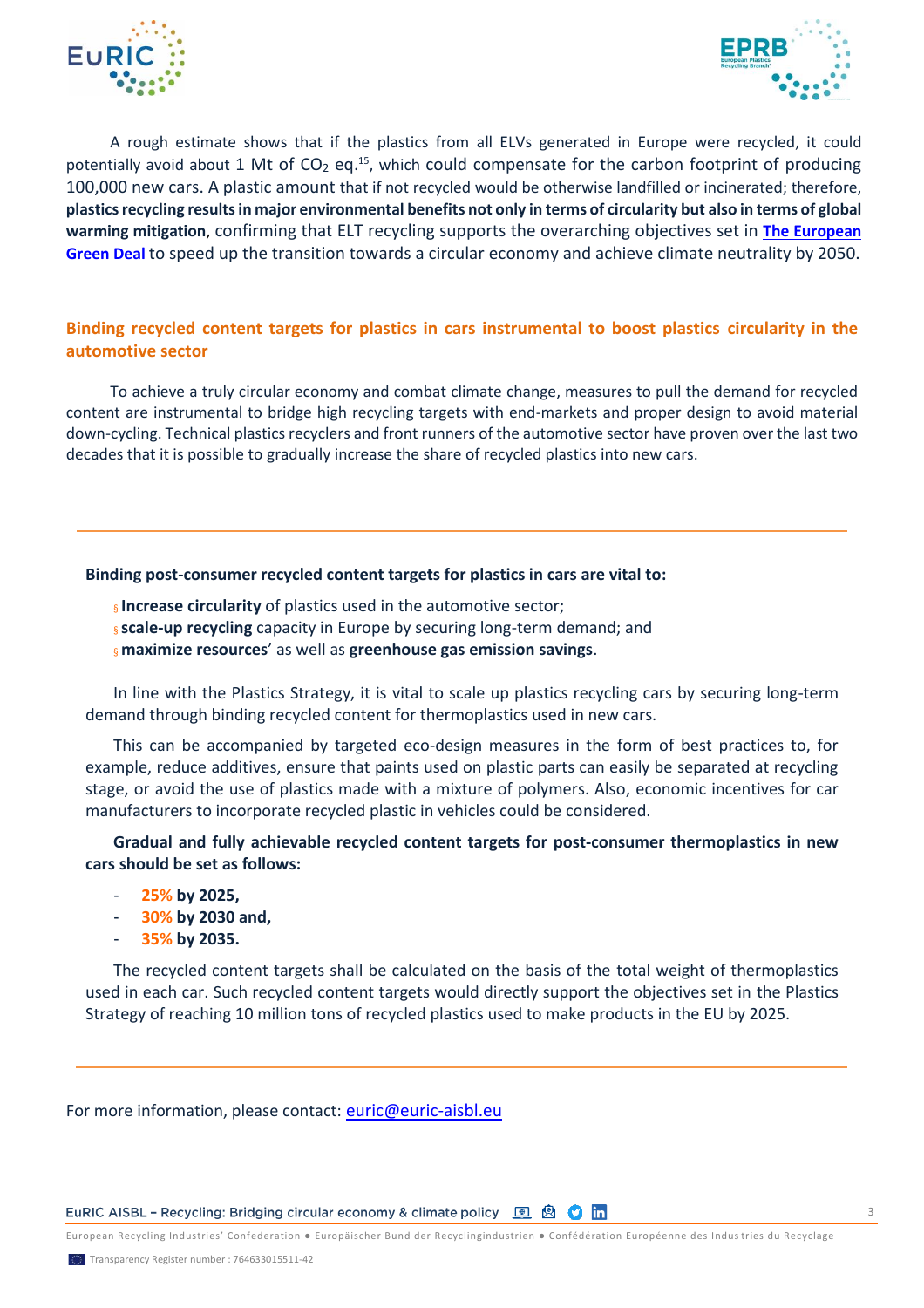A rough estimate shows that if the plastics from all ELVs generated in Europe were recycled, it could potentially avoid about 1 Mt of $CO_2$ eq.[15], which could compensate for the carbon footprint of producing 100,000 new cars. A plastic amount that if not recycled would be otherwise landfilled or incinerated; therefore, **plastics recycling results in major environmental benefits not only in terms of circularity but also in terms of global warming mitigation**, confirming that ELT recycling supports the overarching objectives set in **The European Green Deal** to speed up the transition towards a circular economy and achieve climate neutrality by 2050.

## Binding recycled content targets for plastics in cars instrumental to boost plastics circularity in the automotive sector

To achieve a truly circular economy and combat climate change, measures to pull the demand for recycled content are instrumental to bridge high recycling targets with end-markets and proper design to avoid material down-cycling. Technical plastics recyclers and front runners of the automotive sector have proven over the last two decades that it is possible to gradually increase the share of recycled plastics into new cars.

---

**Binding post-consumer recycled content targets for plastics in cars are vital to:**

- **Increase circularity** of plastics used in the automotive sector;
- **scale-up recycling** capacity in Europe by securing long-term demand; and
- **maximize resources**' as well as **greenhouse gas emission savings**.

In line with the Plastics Strategy, it is vital to scale up plastics recycling cars by securing long-term demand through binding recycled content for thermoplastics used in new cars.

This can be accompanied by targeted eco-design measures in the form of best practices to, for example, reduce additives, ensure that paints used on plastic parts can easily be separated at recycling stage, or avoid the use of plastics made with a mixture of polymers. Also, economic incentives for car manufacturers to incorporate recycled plastic in vehicles could be considered.

**Gradual and fully achievable recycled content targets for post-consumer thermoplastics in new cars should be set as follows:**

- **25% by 2025,**
- **30% by 2030 and,**
- **35% by 2035.**

The recycled content targets shall be calculated on the basis of the total weight of thermoplastics used in each car. Such recycled content targets would directly support the objectives set in the Plastics Strategy of reaching 10 million tons of recycled plastics used to make products in the EU by 2025.

---

For more information, please contact: euric@euric-aisbl.eu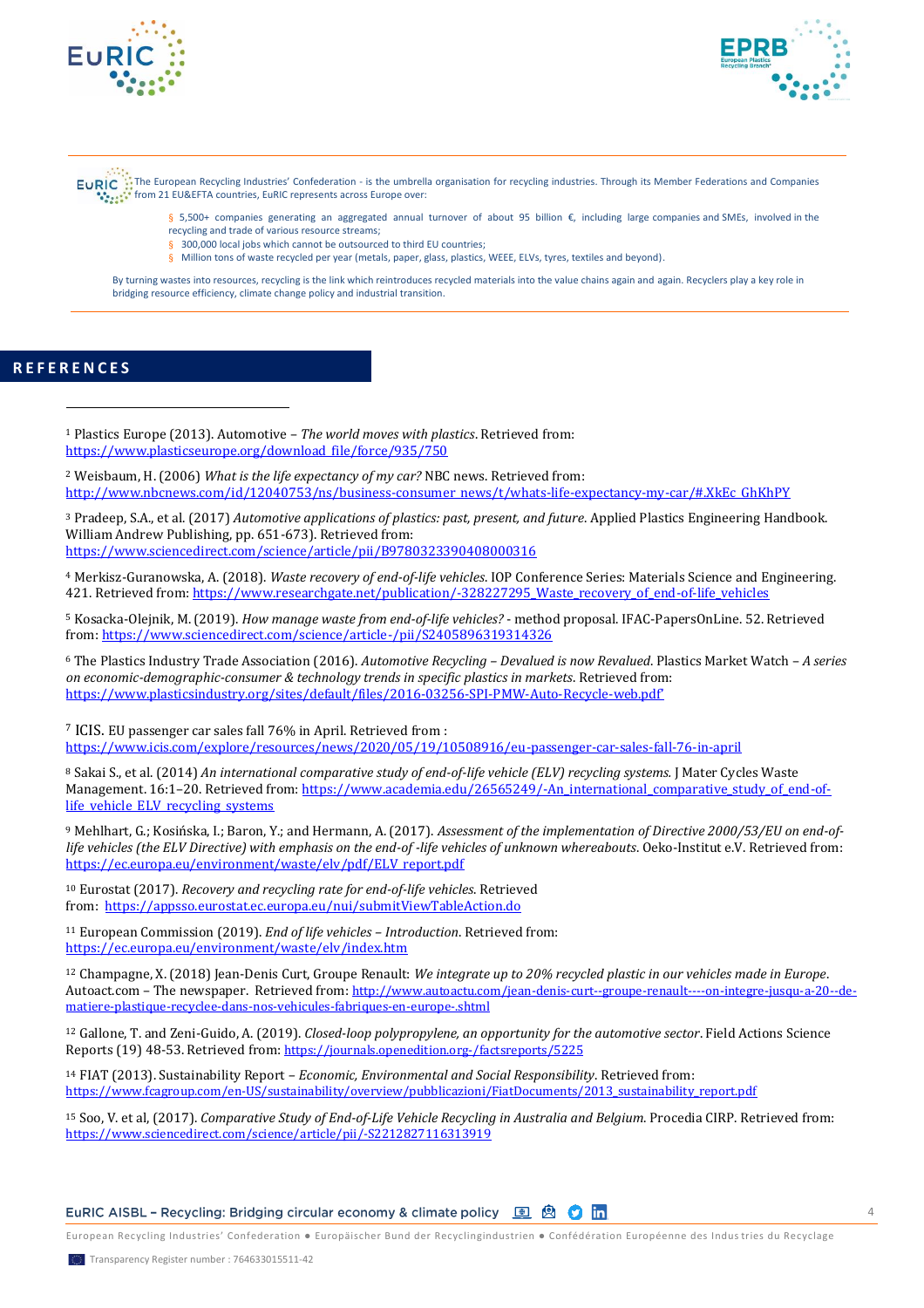The European Recycling Industries' Confederation - is the umbrella organisation for recycling industries. Through its Member Federations and Companies from 21 EU&EFTA countries, EuRIC represents across Europe over:

- 5,500+ companies generating an aggregated annual turnover of about 95 billion €, including large companies and SMEs, involved in the recycling and trade of various resource streams;
- 300,000 local jobs which cannot be outsourced to third EU countries;
- Million tons of waste recycled per year (metals, paper, glass, plastics, WEEE, ELVs, tyres, textiles and beyond).

By turning wastes into resources, recycling is the link which reintroduces recycled materials into the value chains again and again. Recyclers play a key role in bridging resource efficiency, climate change policy and industrial transition.

## REFERENCES

[1] Plastics Europe (2013). Automotive – *The world moves with plastics*. Retrieved from: https://www.plasticseurope.org/download_file/force/935/750

[2] Weisbaum, H. (2006) *What is the life expectancy of my car?* NBC news. Retrieved from: http://www.nbcnews.com/id/12040753/ns/business-consumer_news/t/whats-life-expectancy-my-car/#.XkEc_GhKhPY

[3] Pradeep, S.A., et al. (2017) *Automotive applications of plastics: past, present, and future*. Applied Plastics Engineering Handbook. William Andrew Publishing, pp. 651-673). Retrieved from: https://www.sciencedirect.com/science/article/pii/B9780323390408000316

[4] Merkisz-Guranowska, A. (2018). *Waste recovery of end-of-life vehicles*. IOP Conference Series: Materials Science and Engineering. 421. Retrieved from: https://www.researchgate.net/publication/-328227295_Waste_recovery_of_end-of-life_vehicles

[5] Kosacka-Olejnik, M. (2019). *How manage waste from end-of-life vehicles?* - method proposal. IFAC-PapersOnLine. 52. Retrieved from: https://www.sciencedirect.com/science/article-/pii/S2405896319314326

[6] The Plastics Industry Trade Association (2016). *Automotive Recycling – Devalued is now Revalued*. Plastics Market Watch – *A series on economic-demographic-consumer & technology trends in specific plastics in markets*. Retrieved from: https://www.plasticsindustry.org/sites/default/files/2016-03256-SPI-PMW-Auto-Recycle-web.pdf'

[7] ICIS. EU passenger car sales fall 76% in April. Retrieved from : https://www.icis.com/explore/resources/news/2020/05/19/10508916/eu-passenger-car-sales-fall-76-in-april

[8] Sakai S., et al. (2014) *An international comparative study of end-of-life vehicle (ELV) recycling systems.* J Mater Cycles Waste Management. 16:1–20. Retrieved from: https://www.academia.edu/26565249/-An_international_comparative_study_of_end-of-life_vehicle_ELV_recycling_systems

[9] Mehlhart, G.; Kosińska, I.; Baron, Y.; and Hermann, A. (2017). *Assessment of the implementation of Directive 2000/53/EU on end-of-life vehicles (the ELV Directive) with emphasis on the end-of -life vehicles of unknown whereabouts*. Oeko-Institut e.V. Retrieved from: https://ec.europa.eu/environment/waste/elv/pdf/ELV_report.pdf

[10] Eurostat (2017). *Recovery and recycling rate for end-of-life vehicles*. Retrieved from: https://appsso.eurostat.ec.europa.eu/nui/submitViewTableAction.do

[11] European Commission (2019). *End of life vehicles – Introduction*. Retrieved from: https://ec.europa.eu/environment/waste/elv/index.htm

[12] Champagne, X. (2018) Jean-Denis Curt, Groupe Renault: *We integrate up to 20% recycled plastic in our vehicles made in Europe*. Autoact.com – The newspaper. Retrieved from: http://www.autoactu.com/jean-denis-curt--groupe-renault----on-integre-jusqu-a-20--de-matiere-plastique-recyclee-dans-nos-vehicules-fabriques-en-europe-.shtml

[12] Gallone, T. and Zeni-Guido, A. (2019). *Closed-loop polypropylene, an opportunity for the automotive sector*. Field Actions Science Reports (19) 48-53. Retrieved from: https://journals.openedition.org-/factsreports/5225

[14] FIAT (2013). Sustainability Report – *Economic, Environmental and Social Responsibility*. Retrieved from: https://www.fcagroup.com/en-US/sustainability/overview/pubblicazioni/FiatDocuments/2013_sustainability_report.pdf

[15] Soo, V. et al, (2017). *Comparative Study of End-of-Life Vehicle Recycling in Australia and Belgium*. Procedia CIRP. Retrieved from: https://www.sciencedirect.com/science/article/pii/-S2212827116313919

EuRIC AISBL – Recycling: Bridging circular economy & climate policy

European Recycling Industries' Confederation ● Europäischer Bund der Recyclingindustrien ● Confédération Européenne des Industries du Recyclage

Transparency Register number : 764633015511-42